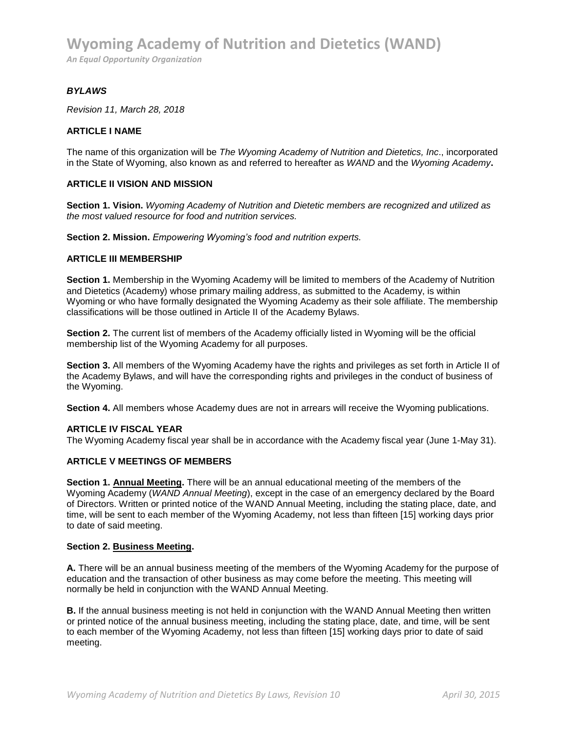# Wyoming Academy of Nutrition and Dietetics (WAND)

*An Equal Opportunity Organization*

***BYLAWS***

*Revision 11, March 28, 2018*

### ARTICLE I NAME

The name of this organization will be *The Wyoming Academy of Nutrition and Dietetics, Inc*., incorporated in the State of Wyoming, also known as and referred to hereafter as *WAND* and the *Wyoming Academy***.**

### ARTICLE II VISION AND MISSION

**Section 1. Vision.** *Wyoming Academy of Nutrition and Dietetic members are recognized and utilized as the most valued resource for food and nutrition services.*

**Section 2. Mission.** *Empowering Wyoming's food and nutrition experts.*

### ARTICLE III MEMBERSHIP

**Section 1.** Membership in the Wyoming Academy will be limited to members of the Academy of Nutrition and Dietetics (Academy) whose primary mailing address, as submitted to the Academy, is within Wyoming or who have formally designated the Wyoming Academy as their sole affiliate. The membership classifications will be those outlined in Article II of the Academy Bylaws.

**Section 2.** The current list of members of the Academy officially listed in Wyoming will be the official membership list of the Wyoming Academy for all purposes.

**Section 3.** All members of the Wyoming Academy have the rights and privileges as set forth in Article II of the Academy Bylaws, and will have the corresponding rights and privileges in the conduct of business of the Wyoming.

**Section 4.** All members whose Academy dues are not in arrears will receive the Wyoming publications.

### ARTICLE IV FISCAL YEAR

The Wyoming Academy fiscal year shall be in accordance with the Academy fiscal year (June 1-May 31).

### ARTICLE V MEETINGS OF MEMBERS

**Section 1. <u>Annual Meeting</u>.** There will be an annual educational meeting of the members of the Wyoming Academy (*WAND Annual Meeting*), except in the case of an emergency declared by the Board of Directors. Written or printed notice of the WAND Annual Meeting, including the stating place, date, and time, will be sent to each member of the Wyoming Academy, not less than fifteen [15] working days prior to date of said meeting.

**Section 2. <u>Business Meeting</u>.**

**A.** There will be an annual business meeting of the members of the Wyoming Academy for the purpose of education and the transaction of other business as may come before the meeting. This meeting will normally be held in conjunction with the WAND Annual Meeting.

**B.** If the annual business meeting is not held in conjunction with the WAND Annual Meeting then written or printed notice of the annual business meeting, including the stating place, date, and time, will be sent to each member of the Wyoming Academy, not less than fifteen [15] working days prior to date of said meeting.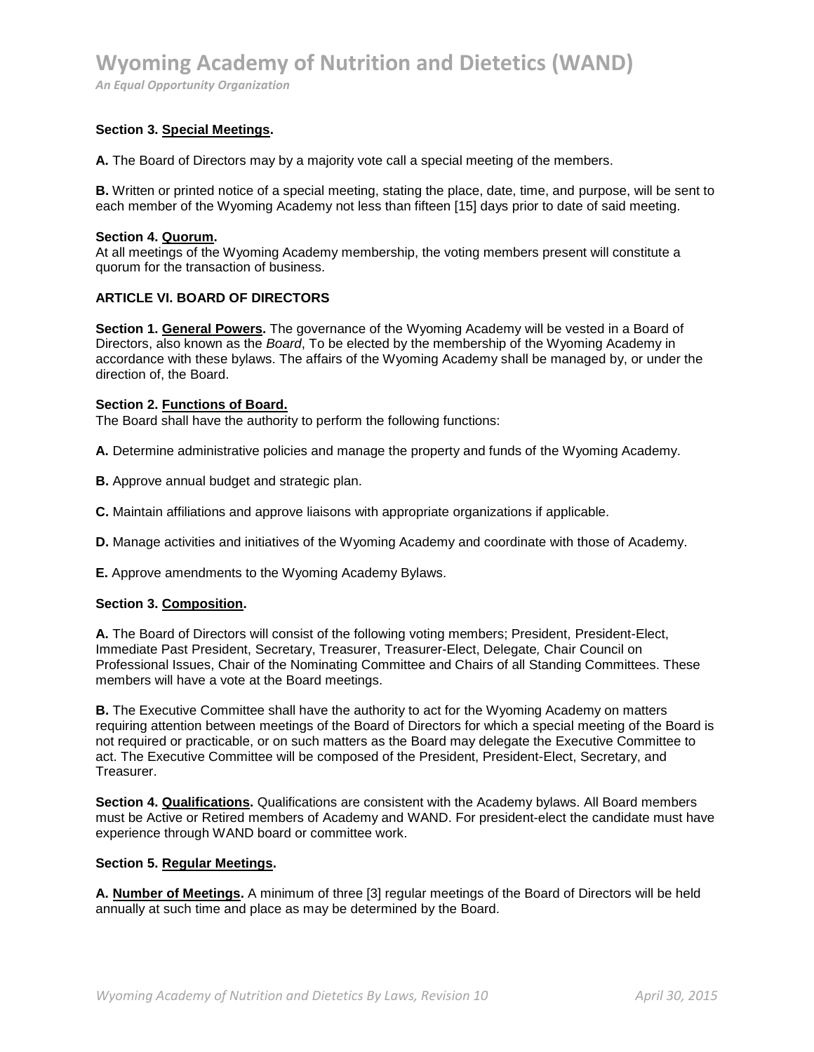**Section 3. Special Meetings.**

**A.** The Board of Directors may by a majority vote call a special meeting of the members.

**B.** Written or printed notice of a special meeting, stating the place, date, time, and purpose, will be sent to each member of the Wyoming Academy not less than fifteen [15] days prior to date of said meeting.

**Section 4. Quorum.**
At all meetings of the Wyoming Academy membership, the voting members present will constitute a quorum for the transaction of business.

## ARTICLE VI. BOARD OF DIRECTORS

**Section 1. General Powers.** The governance of the Wyoming Academy will be vested in a Board of Directors, also known as the *Board*, To be elected by the membership of the Wyoming Academy in accordance with these bylaws. The affairs of the Wyoming Academy shall be managed by, or under the direction of, the Board.

**Section 2. Functions of Board.**
The Board shall have the authority to perform the following functions:

**A.** Determine administrative policies and manage the property and funds of the Wyoming Academy.

**B.** Approve annual budget and strategic plan.

**C.** Maintain affiliations and approve liaisons with appropriate organizations if applicable.

**D.** Manage activities and initiatives of the Wyoming Academy and coordinate with those of Academy.

**E.** Approve amendments to the Wyoming Academy Bylaws.

**Section 3. Composition.**

**A.** The Board of Directors will consist of the following voting members; President, President-Elect, Immediate Past President, Secretary, Treasurer, Treasurer-Elect, Delegate*,* Chair Council on Professional Issues, Chair of the Nominating Committee and Chairs of all Standing Committees. These members will have a vote at the Board meetings.

**B.** The Executive Committee shall have the authority to act for the Wyoming Academy on matters requiring attention between meetings of the Board of Directors for which a special meeting of the Board is not required or practicable, or on such matters as the Board may delegate the Executive Committee to act. The Executive Committee will be composed of the President, President-Elect, Secretary, and Treasurer.

**Section 4. Qualifications.** Qualifications are consistent with the Academy bylaws. All Board members must be Active or Retired members of Academy and WAND. For president-elect the candidate must have experience through WAND board or committee work.

**Section 5. Regular Meetings.**

**A. Number of Meetings.** A minimum of three [3] regular meetings of the Board of Directors will be held annually at such time and place as may be determined by the Board.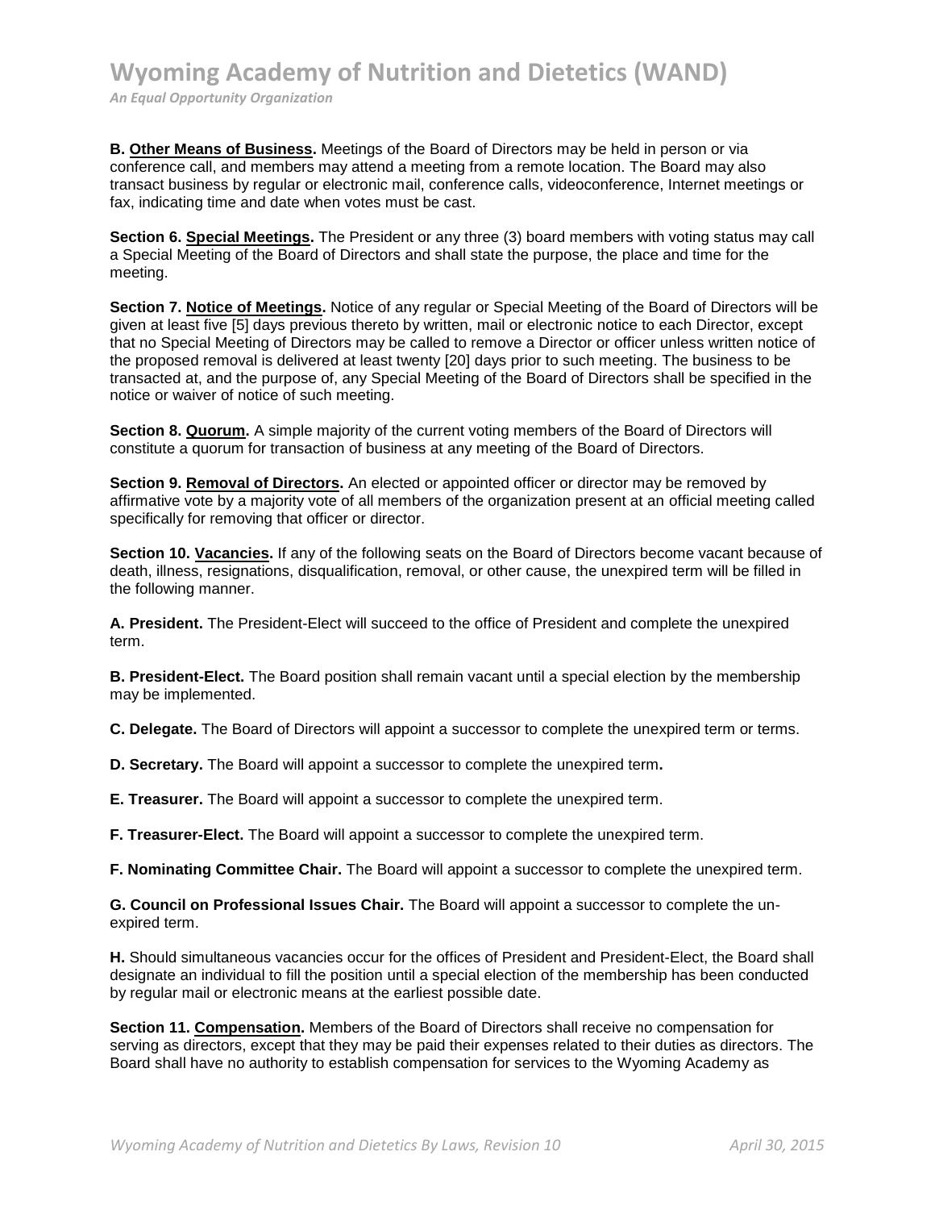**B. Other Means of Business.** Meetings of the Board of Directors may be held in person or via conference call, and members may attend a meeting from a remote location. The Board may also transact business by regular or electronic mail, conference calls, videoconference, Internet meetings or fax, indicating time and date when votes must be cast.

**Section 6. Special Meetings.** The President or any three (3) board members with voting status may call a Special Meeting of the Board of Directors and shall state the purpose, the place and time for the meeting.

**Section 7. Notice of Meetings.** Notice of any regular or Special Meeting of the Board of Directors will be given at least five [5] days previous thereto by written, mail or electronic notice to each Director, except that no Special Meeting of Directors may be called to remove a Director or officer unless written notice of the proposed removal is delivered at least twenty [20] days prior to such meeting. The business to be transacted at, and the purpose of, any Special Meeting of the Board of Directors shall be specified in the notice or waiver of notice of such meeting.

**Section 8. Quorum.** A simple majority of the current voting members of the Board of Directors will constitute a quorum for transaction of business at any meeting of the Board of Directors.

**Section 9. Removal of Directors.** An elected or appointed officer or director may be removed by affirmative vote by a majority vote of all members of the organization present at an official meeting called specifically for removing that officer or director.

**Section 10. Vacancies.** If any of the following seats on the Board of Directors become vacant because of death, illness, resignations, disqualification, removal, or other cause, the unexpired term will be filled in the following manner.

**A. President.** The President-Elect will succeed to the office of President and complete the unexpired term.

**B. President-Elect.** The Board position shall remain vacant until a special election by the membership may be implemented.

**C. Delegate.** The Board of Directors will appoint a successor to complete the unexpired term or terms.

**D. Secretary.** The Board will appoint a successor to complete the unexpired term**.**

**E. Treasurer.** The Board will appoint a successor to complete the unexpired term.

**F. Treasurer-Elect.** The Board will appoint a successor to complete the unexpired term.

**F. Nominating Committee Chair.** The Board will appoint a successor to complete the unexpired term.

**G. Council on Professional Issues Chair.** The Board will appoint a successor to complete the un-expired term.

**H.** Should simultaneous vacancies occur for the offices of President and President-Elect, the Board shall designate an individual to fill the position until a special election of the membership has been conducted by regular mail or electronic means at the earliest possible date.

**Section 11. Compensation.** Members of the Board of Directors shall receive no compensation for serving as directors, except that they may be paid their expenses related to their duties as directors. The Board shall have no authority to establish compensation for services to the Wyoming Academy as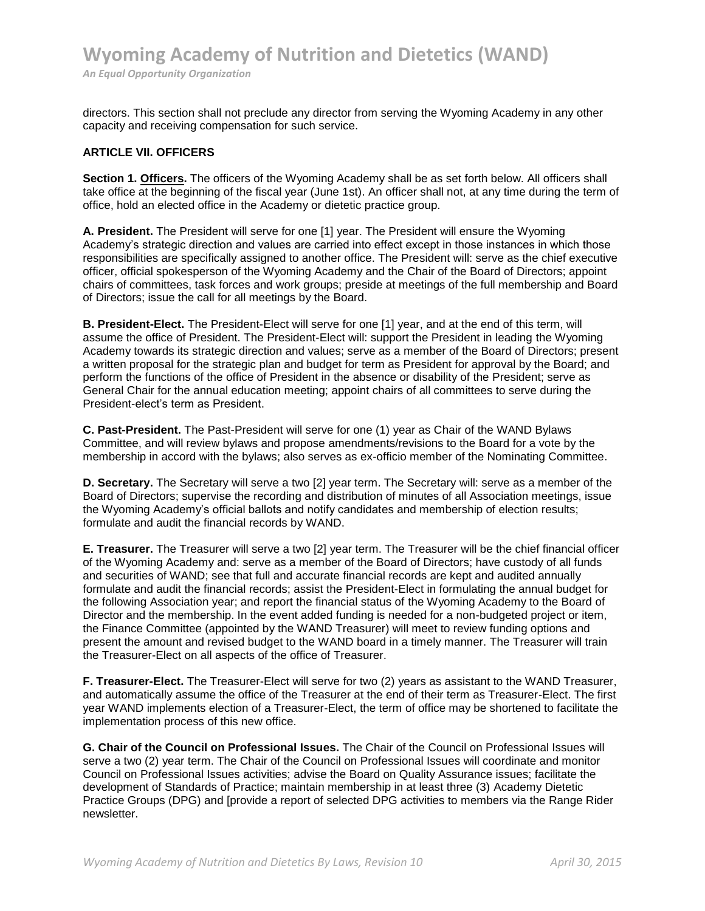directors. This section shall not preclude any director from serving the Wyoming Academy in any other capacity and receiving compensation for such service.

### ARTICLE VII. OFFICERS

**Section 1. <u>Officers</u>.** The officers of the Wyoming Academy shall be as set forth below. All officers shall take office at the beginning of the fiscal year (June 1st). An officer shall not, at any time during the term of office, hold an elected office in the Academy or dietetic practice group.

**A. President.** The President will serve for one [1] year. The President will ensure the Wyoming Academy's strategic direction and values are carried into effect except in those instances in which those responsibilities are specifically assigned to another office. The President will: serve as the chief executive officer, official spokesperson of the Wyoming Academy and the Chair of the Board of Directors; appoint chairs of committees, task forces and work groups; preside at meetings of the full membership and Board of Directors; issue the call for all meetings by the Board.

**B. President-Elect.** The President-Elect will serve for one [1] year, and at the end of this term, will assume the office of President. The President-Elect will: support the President in leading the Wyoming Academy towards its strategic direction and values; serve as a member of the Board of Directors; present a written proposal for the strategic plan and budget for term as President for approval by the Board; and perform the functions of the office of President in the absence or disability of the President; serve as General Chair for the annual education meeting; appoint chairs of all committees to serve during the President-elect's term as President.

**C. Past-President.** The Past-President will serve for one (1) year as Chair of the WAND Bylaws Committee, and will review bylaws and propose amendments/revisions to the Board for a vote by the membership in accord with the bylaws; also serves as ex-officio member of the Nominating Committee.

**D. Secretary.** The Secretary will serve a two [2] year term. The Secretary will: serve as a member of the Board of Directors; supervise the recording and distribution of minutes of all Association meetings, issue the Wyoming Academy's official ballots and notify candidates and membership of election results; formulate and audit the financial records by WAND.

**E. Treasurer.** The Treasurer will serve a two [2] year term. The Treasurer will be the chief financial officer of the Wyoming Academy and: serve as a member of the Board of Directors; have custody of all funds and securities of WAND; see that full and accurate financial records are kept and audited annually formulate and audit the financial records; assist the President-Elect in formulating the annual budget for the following Association year; and report the financial status of the Wyoming Academy to the Board of Director and the membership. In the event added funding is needed for a non-budgeted project or item, the Finance Committee (appointed by the WAND Treasurer) will meet to review funding options and present the amount and revised budget to the WAND board in a timely manner. The Treasurer will train the Treasurer-Elect on all aspects of the office of Treasurer.

**F. Treasurer-Elect.** The Treasurer-Elect will serve for two (2) years as assistant to the WAND Treasurer, and automatically assume the office of the Treasurer at the end of their term as Treasurer-Elect. The first year WAND implements election of a Treasurer-Elect, the term of office may be shortened to facilitate the implementation process of this new office.

**G. Chair of the Council on Professional Issues.** The Chair of the Council on Professional Issues will serve a two (2) year term. The Chair of the Council on Professional Issues will coordinate and monitor Council on Professional Issues activities; advise the Board on Quality Assurance issues; facilitate the development of Standards of Practice; maintain membership in at least three (3) Academy Dietetic Practice Groups (DPG) and [provide a report of selected DPG activities to members via the Range Rider newsletter.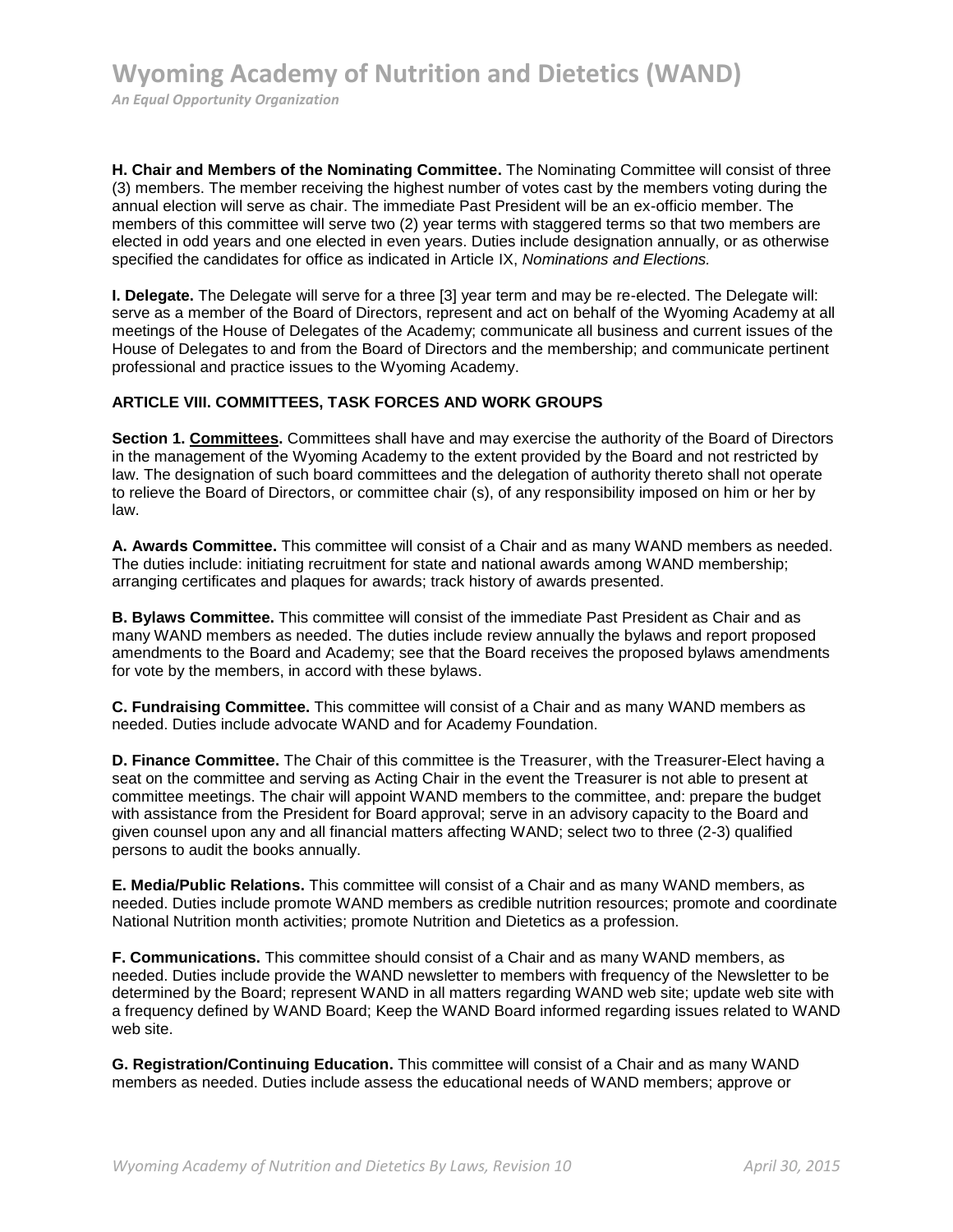**H. Chair and Members of the Nominating Committee.** The Nominating Committee will consist of three (3) members. The member receiving the highest number of votes cast by the members voting during the annual election will serve as chair. The immediate Past President will be an ex-officio member. The members of this committee will serve two (2) year terms with staggered terms so that two members are elected in odd years and one elected in even years. Duties include designation annually, or as otherwise specified the candidates for office as indicated in Article IX, *Nominations and Elections.*

**I. Delegate.** The Delegate will serve for a three [3] year term and may be re-elected. The Delegate will: serve as a member of the Board of Directors, represent and act on behalf of the Wyoming Academy at all meetings of the House of Delegates of the Academy; communicate all business and current issues of the House of Delegates to and from the Board of Directors and the membership; and communicate pertinent professional and practice issues to the Wyoming Academy.

**ARTICLE VIII. COMMITTEES, TASK FORCES AND WORK GROUPS**

**Section 1. <u>Committees</u>.** Committees shall have and may exercise the authority of the Board of Directors in the management of the Wyoming Academy to the extent provided by the Board and not restricted by law. The designation of such board committees and the delegation of authority thereto shall not operate to relieve the Board of Directors, or committee chair (s), of any responsibility imposed on him or her by law.

**A. Awards Committee.** This committee will consist of a Chair and as many WAND members as needed. The duties include: initiating recruitment for state and national awards among WAND membership; arranging certificates and plaques for awards; track history of awards presented.

**B. Bylaws Committee.** This committee will consist of the immediate Past President as Chair and as many WAND members as needed. The duties include review annually the bylaws and report proposed amendments to the Board and Academy; see that the Board receives the proposed bylaws amendments for vote by the members, in accord with these bylaws.

**C. Fundraising Committee.** This committee will consist of a Chair and as many WAND members as needed. Duties include advocate WAND and for Academy Foundation.

**D. Finance Committee.** The Chair of this committee is the Treasurer, with the Treasurer-Elect having a seat on the committee and serving as Acting Chair in the event the Treasurer is not able to present at committee meetings. The chair will appoint WAND members to the committee, and: prepare the budget with assistance from the President for Board approval; serve in an advisory capacity to the Board and given counsel upon any and all financial matters affecting WAND; select two to three (2-3) qualified persons to audit the books annually.

**E. Media/Public Relations.** This committee will consist of a Chair and as many WAND members, as needed. Duties include promote WAND members as credible nutrition resources; promote and coordinate National Nutrition month activities; promote Nutrition and Dietetics as a profession.

**F. Communications.** This committee should consist of a Chair and as many WAND members, as needed. Duties include provide the WAND newsletter to members with frequency of the Newsletter to be determined by the Board; represent WAND in all matters regarding WAND web site; update web site with a frequency defined by WAND Board; Keep the WAND Board informed regarding issues related to WAND web site.

**G. Registration/Continuing Education.** This committee will consist of a Chair and as many WAND members as needed. Duties include assess the educational needs of WAND members; approve or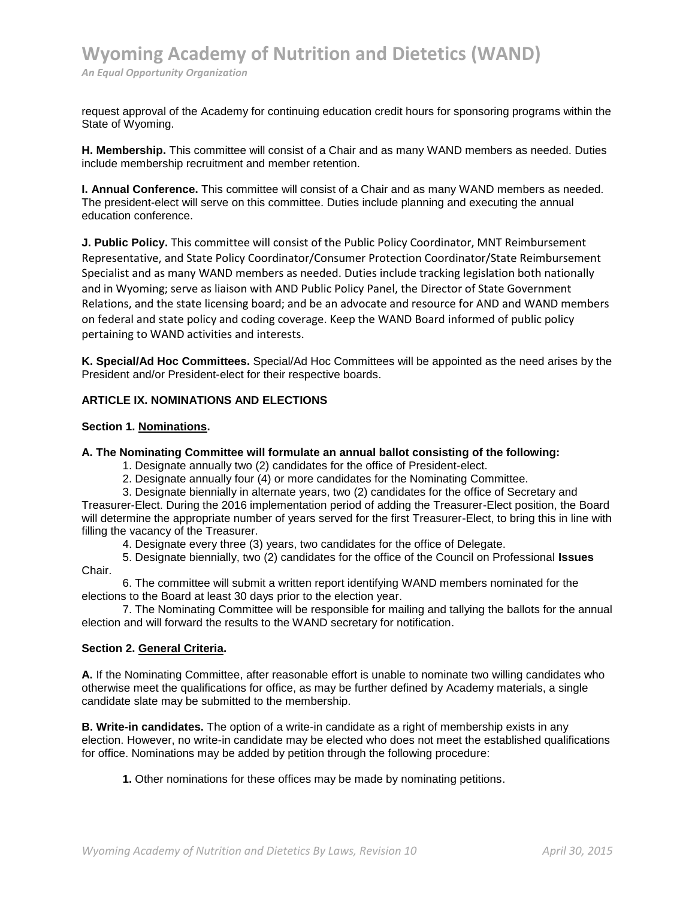request approval of the Academy for continuing education credit hours for sponsoring programs within the State of Wyoming.

**H. Membership.** This committee will consist of a Chair and as many WAND members as needed. Duties include membership recruitment and member retention.

**I. Annual Conference.** This committee will consist of a Chair and as many WAND members as needed. The president-elect will serve on this committee. Duties include planning and executing the annual education conference.

**J. Public Policy.** This committee will consist of the Public Policy Coordinator, MNT Reimbursement Representative, and State Policy Coordinator/Consumer Protection Coordinator/State Reimbursement Specialist and as many WAND members as needed. Duties include tracking legislation both nationally and in Wyoming; serve as liaison with AND Public Policy Panel, the Director of State Government Relations, and the state licensing board; and be an advocate and resource for AND and WAND members on federal and state policy and coding coverage. Keep the WAND Board informed of public policy pertaining to WAND activities and interests.

**K. Special/Ad Hoc Committees.** Special/Ad Hoc Committees will be appointed as the need arises by the President and/or President-elect for their respective boards.

## ARTICLE IX. NOMINATIONS AND ELECTIONS

### Section 1. Nominations.

**A. The Nominating Committee will formulate an annual ballot consisting of the following:**

1. Designate annually two (2) candidates for the office of President-elect.
2. Designate annually four (4) or more candidates for the Nominating Committee.
3. Designate biennially in alternate years, two (2) candidates for the office of Secretary and Treasurer-Elect. During the 2016 implementation period of adding the Treasurer-Elect position, the Board will determine the appropriate number of years served for the first Treasurer-Elect, to bring this in line with filling the vacancy of the Treasurer.
4. Designate every three (3) years, two candidates for the office of Delegate.
5. Designate biennially, two (2) candidates for the office of the Council on Professional **Issues** Chair.
6. The committee will submit a written report identifying WAND members nominated for the elections to the Board at least 30 days prior to the election year.
7. The Nominating Committee will be responsible for mailing and tallying the ballots for the annual election and will forward the results to the WAND secretary for notification.

### Section 2. General Criteria.

**A.** If the Nominating Committee, after reasonable effort is unable to nominate two willing candidates who otherwise meet the qualifications for office, as may be further defined by Academy materials, a single candidate slate may be submitted to the membership.

**B. Write-in candidates.** The option of a write-in candidate as a right of membership exists in any election. However, no write-in candidate may be elected who does not meet the established qualifications for office. Nominations may be added by petition through the following procedure:

**1.** Other nominations for these offices may be made by nominating petitions.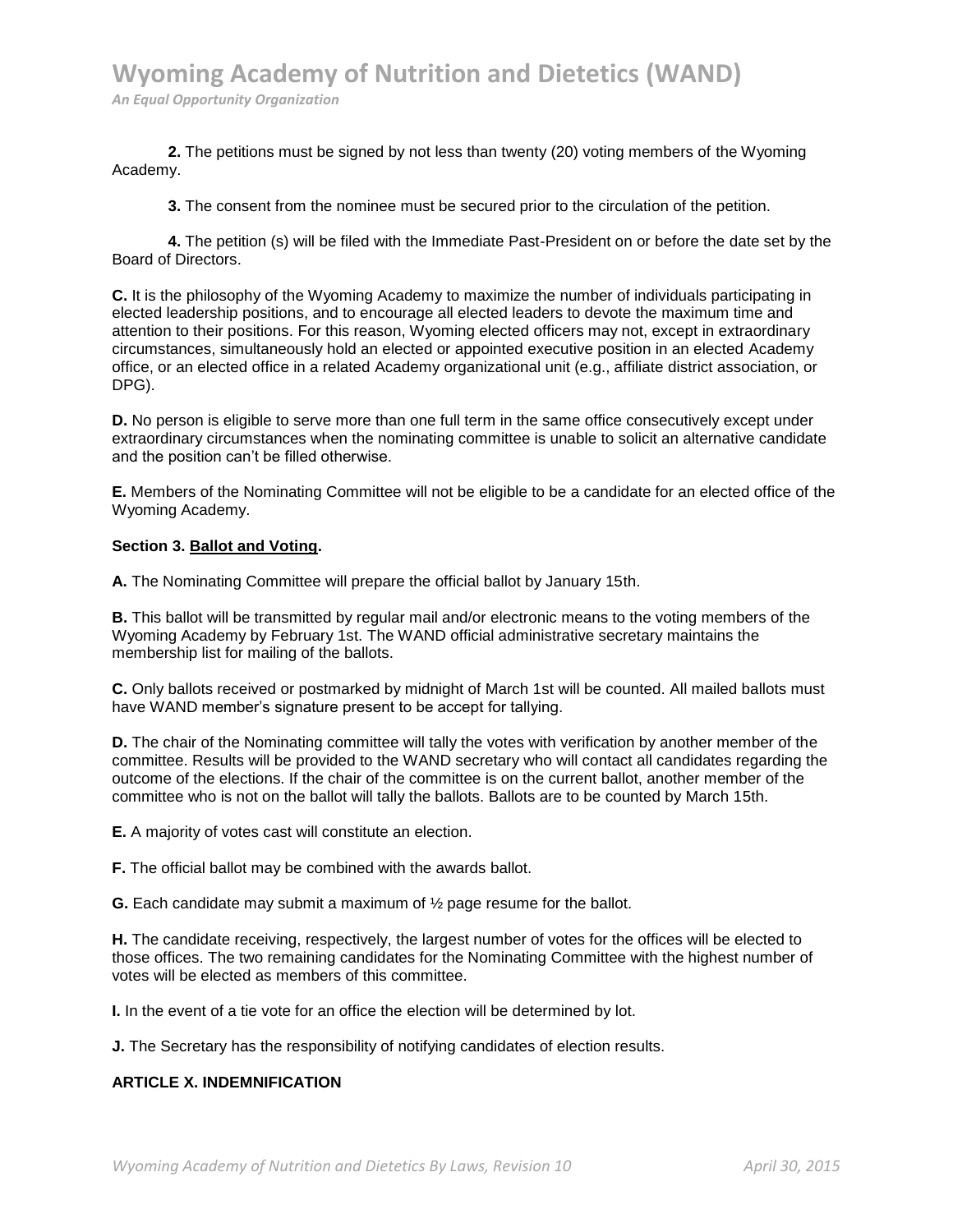**2.** The petitions must be signed by not less than twenty (20) voting members of the Wyoming Academy.

**3.** The consent from the nominee must be secured prior to the circulation of the petition.

**4.** The petition (s) will be filed with the Immediate Past-President on or before the date set by the Board of Directors.

**C.** It is the philosophy of the Wyoming Academy to maximize the number of individuals participating in elected leadership positions, and to encourage all elected leaders to devote the maximum time and attention to their positions. For this reason, Wyoming elected officers may not, except in extraordinary circumstances, simultaneously hold an elected or appointed executive position in an elected Academy office, or an elected office in a related Academy organizational unit (e.g., affiliate district association, or DPG).

**D.** No person is eligible to serve more than one full term in the same office consecutively except under extraordinary circumstances when the nominating committee is unable to solicit an alternative candidate and the position can't be filled otherwise.

**E.** Members of the Nominating Committee will not be eligible to be a candidate for an elected office of the Wyoming Academy.

**Section 3. <u>Ballot and Voting</u>.**

**A.** The Nominating Committee will prepare the official ballot by January 15th.

**B.** This ballot will be transmitted by regular mail and/or electronic means to the voting members of the Wyoming Academy by February 1st. The WAND official administrative secretary maintains the membership list for mailing of the ballots.

**C.** Only ballots received or postmarked by midnight of March 1st will be counted. All mailed ballots must have WAND member's signature present to be accept for tallying.

**D.** The chair of the Nominating committee will tally the votes with verification by another member of the committee. Results will be provided to the WAND secretary who will contact all candidates regarding the outcome of the elections. If the chair of the committee is on the current ballot, another member of the committee who is not on the ballot will tally the ballots. Ballots are to be counted by March 15th.

**E.** A majority of votes cast will constitute an election.

**F.** The official ballot may be combined with the awards ballot.

**G.** Each candidate may submit a maximum of ½ page resume for the ballot.

**H.** The candidate receiving, respectively, the largest number of votes for the offices will be elected to those offices. The two remaining candidates for the Nominating Committee with the highest number of votes will be elected as members of this committee.

**I.** In the event of a tie vote for an office the election will be determined by lot.

**J.** The Secretary has the responsibility of notifying candidates of election results.

### ARTICLE X. INDEMNIFICATION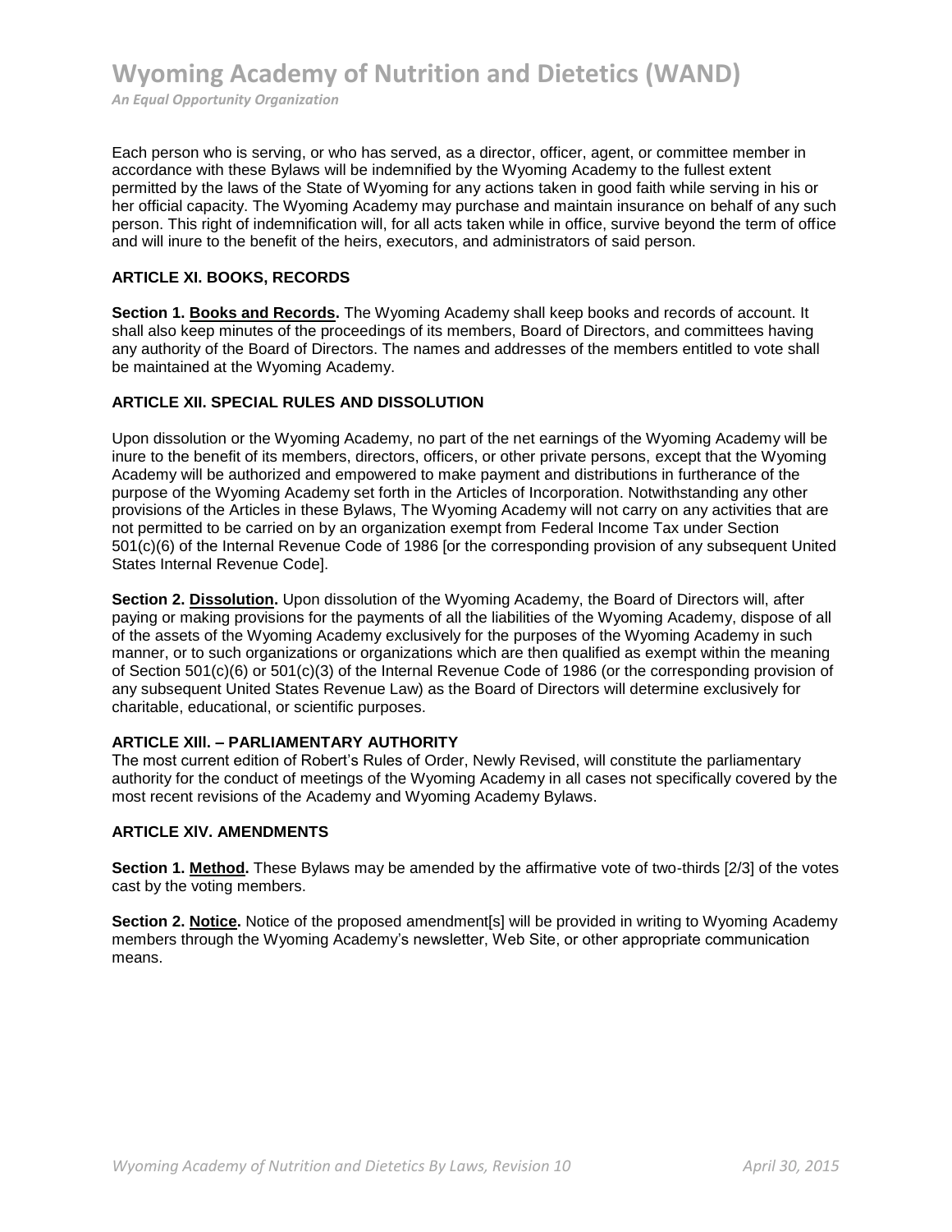Each person who is serving, or who has served, as a director, officer, agent, or committee member in accordance with these Bylaws will be indemnified by the Wyoming Academy to the fullest extent permitted by the laws of the State of Wyoming for any actions taken in good faith while serving in his or her official capacity. The Wyoming Academy may purchase and maintain insurance on behalf of any such person. This right of indemnification will, for all acts taken while in office, survive beyond the term of office and will inure to the benefit of the heirs, executors, and administrators of said person.

### ARTICLE XI. BOOKS, RECORDS

**Section 1. Books and Records.** The Wyoming Academy shall keep books and records of account. It shall also keep minutes of the proceedings of its members, Board of Directors, and committees having any authority of the Board of Directors. The names and addresses of the members entitled to vote shall be maintained at the Wyoming Academy.

### ARTICLE XII. SPECIAL RULES AND DISSOLUTION

Upon dissolution or the Wyoming Academy, no part of the net earnings of the Wyoming Academy will be inure to the benefit of its members, directors, officers, or other private persons, except that the Wyoming Academy will be authorized and empowered to make payment and distributions in furtherance of the purpose of the Wyoming Academy set forth in the Articles of Incorporation. Notwithstanding any other provisions of the Articles in these Bylaws, The Wyoming Academy will not carry on any activities that are not permitted to be carried on by an organization exempt from Federal Income Tax under Section 501(c)(6) of the Internal Revenue Code of 1986 [or the corresponding provision of any subsequent United States Internal Revenue Code].

**Section 2. Dissolution.** Upon dissolution of the Wyoming Academy, the Board of Directors will, after paying or making provisions for the payments of all the liabilities of the Wyoming Academy, dispose of all of the assets of the Wyoming Academy exclusively for the purposes of the Wyoming Academy in such manner, or to such organizations or organizations which are then qualified as exempt within the meaning of Section 501(c)(6) or 501(c)(3) of the Internal Revenue Code of 1986 (or the corresponding provision of any subsequent United States Revenue Law) as the Board of Directors will determine exclusively for charitable, educational, or scientific purposes.

### ARTICLE XIII. – PARLIAMENTARY AUTHORITY

The most current edition of Robert's Rules of Order, Newly Revised, will constitute the parliamentary authority for the conduct of meetings of the Wyoming Academy in all cases not specifically covered by the most recent revisions of the Academy and Wyoming Academy Bylaws.

### ARTICLE XIV. AMENDMENTS

**Section 1. Method.** These Bylaws may be amended by the affirmative vote of two-thirds [2/3] of the votes cast by the voting members.

**Section 2. Notice.** Notice of the proposed amendment[s] will be provided in writing to Wyoming Academy members through the Wyoming Academy's newsletter, Web Site, or other appropriate communication means.